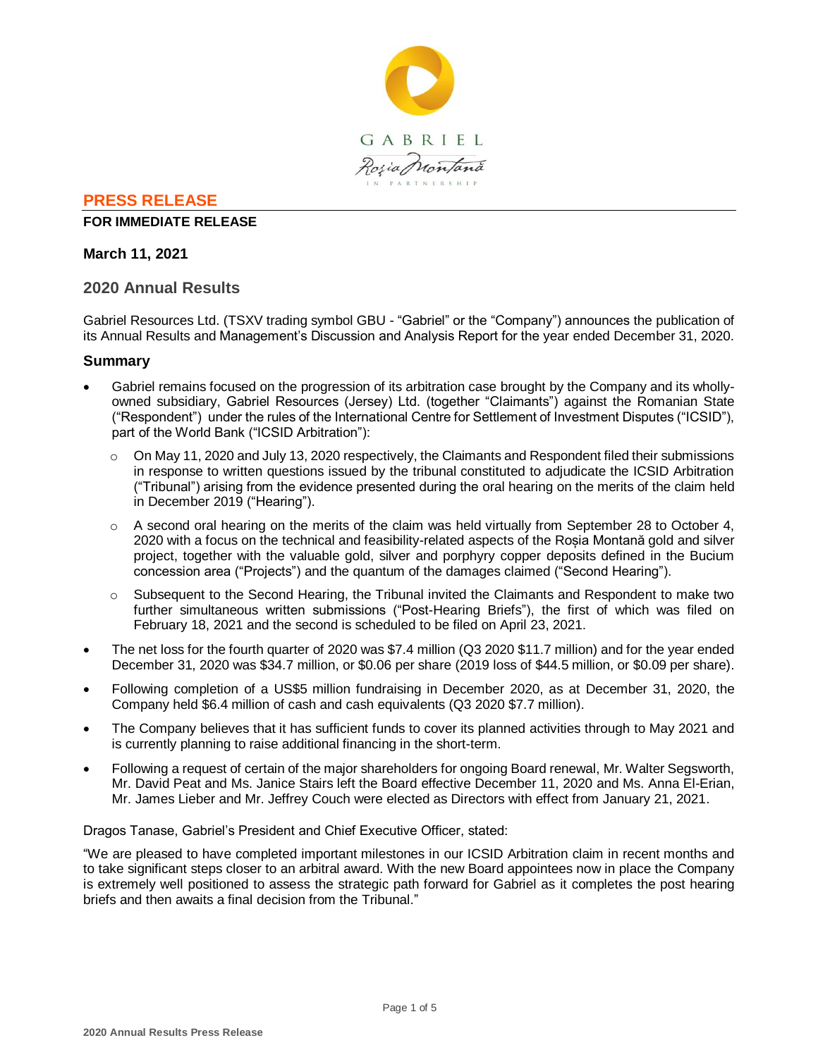GABRIEL

Roșia Montană

IN PARTNERSHIP

## PRESS RELEASE

**FOR IMMEDIATE RELEASE**

**March 11, 2021**

## 2020 Annual Results

Gabriel Resources Ltd. (TSXV trading symbol GBU - "Gabriel" or the "Company") announces the publication of its Annual Results and Management's Discussion and Analysis Report for the year ended December 31, 2020.

### Summary

- Gabriel remains focused on the progression of its arbitration case brought by the Company and its wholly-owned subsidiary, Gabriel Resources (Jersey) Ltd. (together "Claimants") against the Romanian State ("Respondent") under the rules of the International Centre for Settlement of Investment Disputes ("ICSID"), part of the World Bank ("ICSID Arbitration"):
  - On May 11, 2020 and July 13, 2020 respectively, the Claimants and Respondent filed their submissions in response to written questions issued by the tribunal constituted to adjudicate the ICSID Arbitration ("Tribunal") arising from the evidence presented during the oral hearing on the merits of the claim held in December 2019 ("Hearing").
  - A second oral hearing on the merits of the claim was held virtually from September 28 to October 4, 2020 with a focus on the technical and feasibility-related aspects of the Roșia Montană gold and silver project, together with the valuable gold, silver and porphyry copper deposits defined in the Bucium concession area ("Projects") and the quantum of the damages claimed ("Second Hearing").
  - Subsequent to the Second Hearing, the Tribunal invited the Claimants and Respondent to make two further simultaneous written submissions ("Post-Hearing Briefs"), the first of which was filed on February 18, 2021 and the second is scheduled to be filed on April 23, 2021.
- The net loss for the fourth quarter of 2020 was $7.4 million (Q3 2020 $11.7 million) and for the year ended December 31, 2020 was $34.7 million, or $0.06 per share (2019 loss of $44.5 million, or $0.09 per share).
- Following completion of a US$5 million fundraising in December 2020, as at December 31, 2020, the Company held $6.4 million of cash and cash equivalents (Q3 2020 $7.7 million).
- The Company believes that it has sufficient funds to cover its planned activities through to May 2021 and is currently planning to raise additional financing in the short-term.
- Following a request of certain of the major shareholders for ongoing Board renewal, Mr. Walter Segsworth, Mr. David Peat and Ms. Janice Stairs left the Board effective December 11, 2020 and Ms. Anna El-Erian, Mr. James Lieber and Mr. Jeffrey Couch were elected as Directors with effect from January 21, 2021.

Dragos Tanase, Gabriel's President and Chief Executive Officer, stated:

"We are pleased to have completed important milestones in our ICSID Arbitration claim in recent months and to take significant steps closer to an arbitral award. With the new Board appointees now in place the Company is extremely well positioned to assess the strategic path forward for Gabriel as it completes the post hearing briefs and then awaits a final decision from the Tribunal."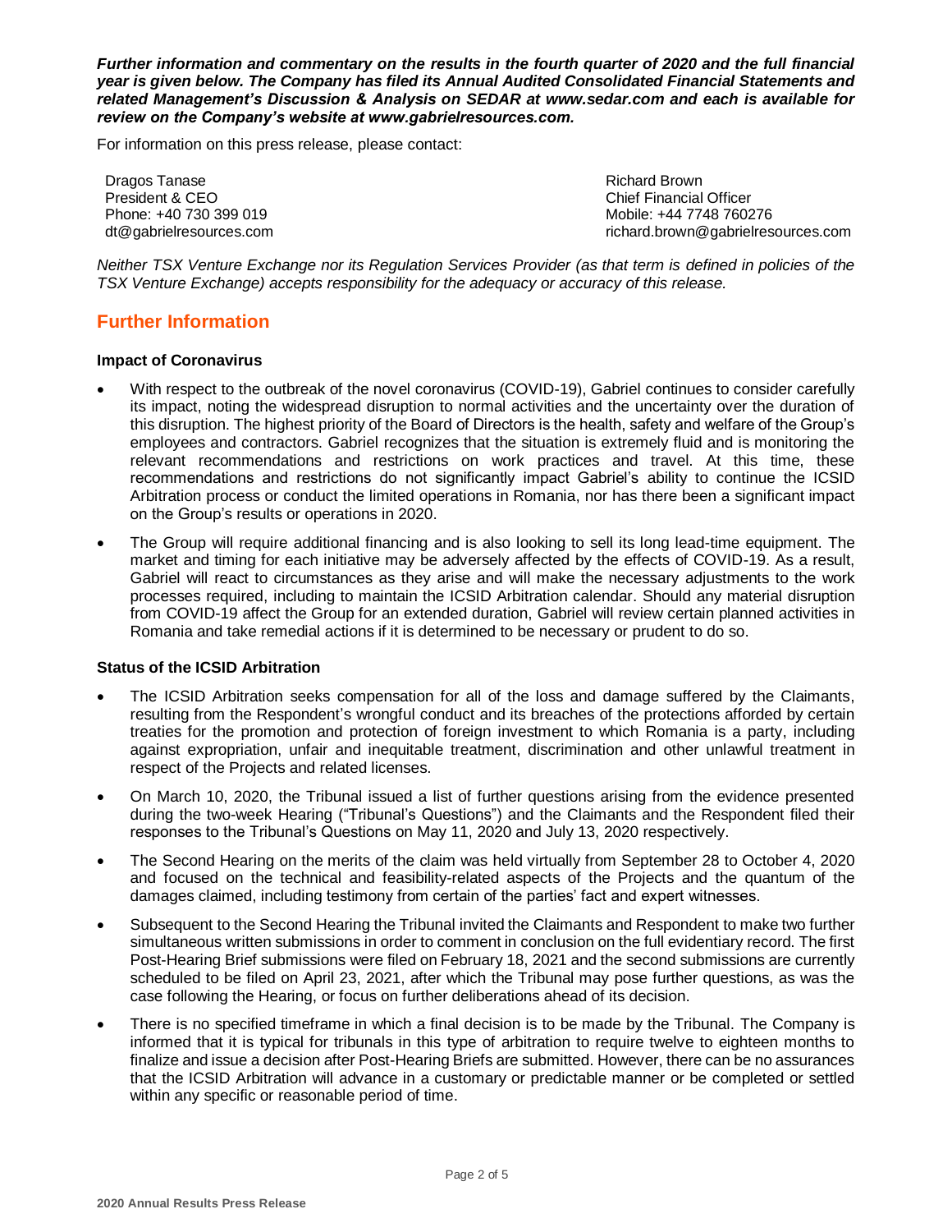***Further information and commentary on the results in the fourth quarter of 2020 and the full financial year is given below. The Company has filed its Annual Audited Consolidated Financial Statements and related Management's Discussion & Analysis on SEDAR at www.sedar.com and each is available for review on the Company's website at www.gabrielresources.com.***

For information on this press release, please contact:

Dragos Tanase
President & CEO
Phone: +40 730 399 019
dt@gabrielresources.com

Richard Brown
Chief Financial Officer
Mobile: +44 7748 760276
richard.brown@gabrielresources.com

*Neither TSX Venture Exchange nor its Regulation Services Provider (as that term is defined in policies of the TSX Venture Exchange) accepts responsibility for the adequacy or accuracy of this release.*

## Further Information

### Impact of Coronavirus

- With respect to the outbreak of the novel coronavirus (COVID-19), Gabriel continues to consider carefully its impact, noting the widespread disruption to normal activities and the uncertainty over the duration of this disruption. The highest priority of the Board of Directors is the health, safety and welfare of the Group's employees and contractors. Gabriel recognizes that the situation is extremely fluid and is monitoring the relevant recommendations and restrictions on work practices and travel. At this time, these recommendations and restrictions do not significantly impact Gabriel's ability to continue the ICSID Arbitration process or conduct the limited operations in Romania, nor has there been a significant impact on the Group's results or operations in 2020.
- The Group will require additional financing and is also looking to sell its long lead-time equipment. The market and timing for each initiative may be adversely affected by the effects of COVID-19. As a result, Gabriel will react to circumstances as they arise and will make the necessary adjustments to the work processes required, including to maintain the ICSID Arbitration calendar. Should any material disruption from COVID-19 affect the Group for an extended duration, Gabriel will review certain planned activities in Romania and take remedial actions if it is determined to be necessary or prudent to do so.

### Status of the ICSID Arbitration

- The ICSID Arbitration seeks compensation for all of the loss and damage suffered by the Claimants, resulting from the Respondent's wrongful conduct and its breaches of the protections afforded by certain treaties for the promotion and protection of foreign investment to which Romania is a party, including against expropriation, unfair and inequitable treatment, discrimination and other unlawful treatment in respect of the Projects and related licenses.
- On March 10, 2020, the Tribunal issued a list of further questions arising from the evidence presented during the two-week Hearing ("Tribunal's Questions") and the Claimants and the Respondent filed their responses to the Tribunal's Questions on May 11, 2020 and July 13, 2020 respectively.
- The Second Hearing on the merits of the claim was held virtually from September 28 to October 4, 2020 and focused on the technical and feasibility-related aspects of the Projects and the quantum of the damages claimed, including testimony from certain of the parties' fact and expert witnesses.
- Subsequent to the Second Hearing the Tribunal invited the Claimants and Respondent to make two further simultaneous written submissions in order to comment in conclusion on the full evidentiary record. The first Post-Hearing Brief submissions were filed on February 18, 2021 and the second submissions are currently scheduled to be filed on April 23, 2021, after which the Tribunal may pose further questions, as was the case following the Hearing, or focus on further deliberations ahead of its decision.
- There is no specified timeframe in which a final decision is to be made by the Tribunal. The Company is informed that it is typical for tribunals in this type of arbitration to require twelve to eighteen months to finalize and issue a decision after Post-Hearing Briefs are submitted. However, there can be no assurances that the ICSID Arbitration will advance in a customary or predictable manner or be completed or settled within any specific or reasonable period of time.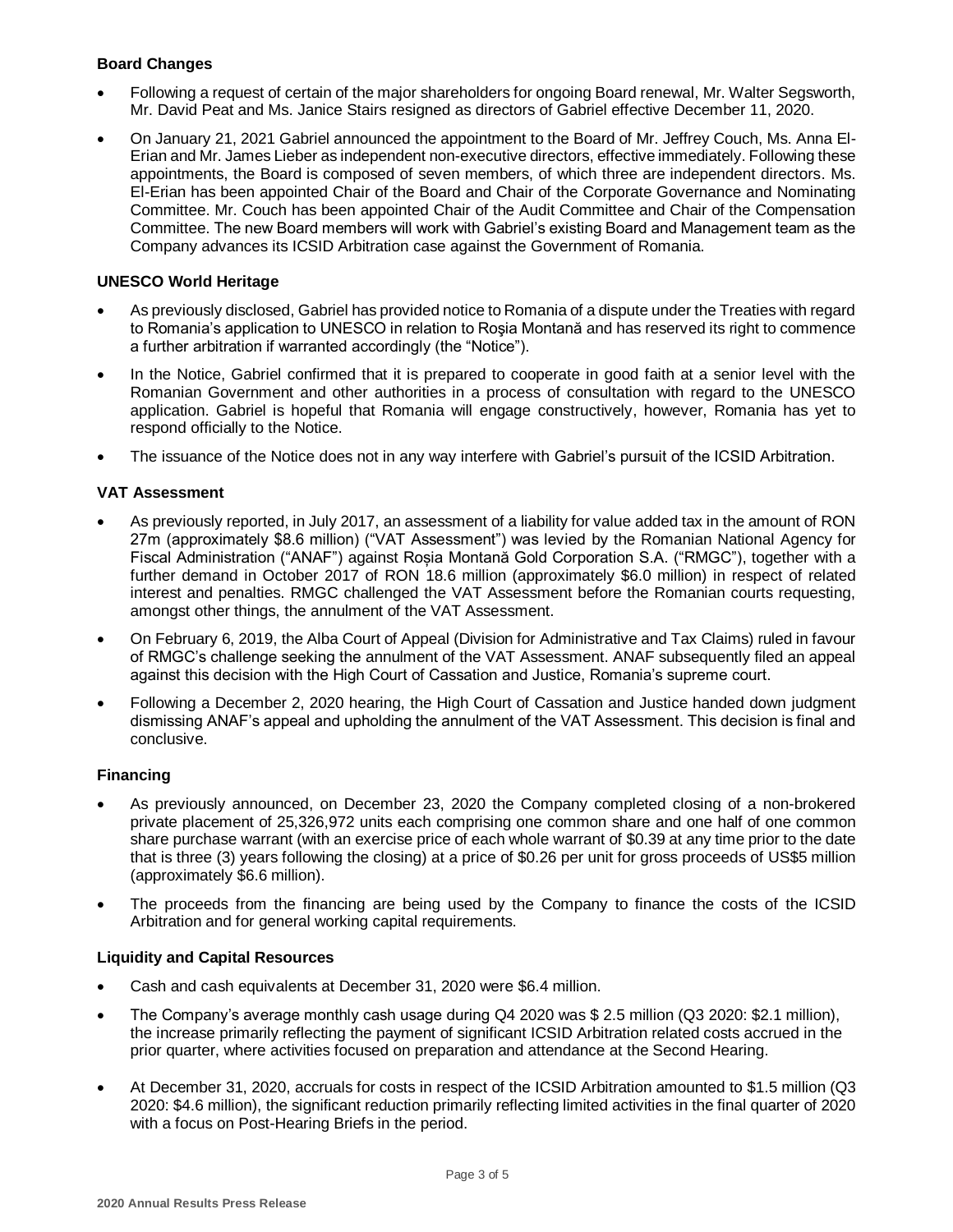### Board Changes

- Following a request of certain of the major shareholders for ongoing Board renewal, Mr. Walter Segsworth, Mr. David Peat and Ms. Janice Stairs resigned as directors of Gabriel effective December 11, 2020.
- On January 21, 2021 Gabriel announced the appointment to the Board of Mr. Jeffrey Couch, Ms. Anna El-Erian and Mr. James Lieber as independent non-executive directors, effective immediately. Following these appointments, the Board is composed of seven members, of which three are independent directors. Ms. El-Erian has been appointed Chair of the Board and Chair of the Corporate Governance and Nominating Committee. Mr. Couch has been appointed Chair of the Audit Committee and Chair of the Compensation Committee. The new Board members will work with Gabriel's existing Board and Management team as the Company advances its ICSID Arbitration case against the Government of Romania.

### UNESCO World Heritage

- As previously disclosed, Gabriel has provided notice to Romania of a dispute under the Treaties with regard to Romania's application to UNESCO in relation to Roşia Montană and has reserved its right to commence a further arbitration if warranted accordingly (the "Notice").
- In the Notice, Gabriel confirmed that it is prepared to cooperate in good faith at a senior level with the Romanian Government and other authorities in a process of consultation with regard to the UNESCO application. Gabriel is hopeful that Romania will engage constructively, however, Romania has yet to respond officially to the Notice.
- The issuance of the Notice does not in any way interfere with Gabriel's pursuit of the ICSID Arbitration.

### VAT Assessment

- As previously reported, in July 2017, an assessment of a liability for value added tax in the amount of RON 27m (approximately $8.6 million) ("VAT Assessment") was levied by the Romanian National Agency for Fiscal Administration ("ANAF") against Roșia Montană Gold Corporation S.A. ("RMGC"), together with a further demand in October 2017 of RON 18.6 million (approximately $6.0 million) in respect of related interest and penalties. RMGC challenged the VAT Assessment before the Romanian courts requesting, amongst other things, the annulment of the VAT Assessment.
- On February 6, 2019, the Alba Court of Appeal (Division for Administrative and Tax Claims) ruled in favour of RMGC's challenge seeking the annulment of the VAT Assessment. ANAF subsequently filed an appeal against this decision with the High Court of Cassation and Justice, Romania's supreme court.
- Following a December 2, 2020 hearing, the High Court of Cassation and Justice handed down judgment dismissing ANAF's appeal and upholding the annulment of the VAT Assessment. This decision is final and conclusive.

### Financing

- As previously announced, on December 23, 2020 the Company completed closing of a non-brokered private placement of 25,326,972 units each comprising one common share and one half of one common share purchase warrant (with an exercise price of each whole warrant of $0.39 at any time prior to the date that is three (3) years following the closing) at a price of $0.26 per unit for gross proceeds of US$5 million (approximately $6.6 million).
- The proceeds from the financing are being used by the Company to finance the costs of the ICSID Arbitration and for general working capital requirements.

### Liquidity and Capital Resources

- Cash and cash equivalents at December 31, 2020 were $6.4 million.
- The Company's average monthly cash usage during Q4 2020 was $ 2.5 million (Q3 2020: $2.1 million), the increase primarily reflecting the payment of significant ICSID Arbitration related costs accrued in the prior quarter, where activities focused on preparation and attendance at the Second Hearing.
- At December 31, 2020, accruals for costs in respect of the ICSID Arbitration amounted to $1.5 million (Q3 2020: $4.6 million), the significant reduction primarily reflecting limited activities in the final quarter of 2020 with a focus on Post-Hearing Briefs in the period.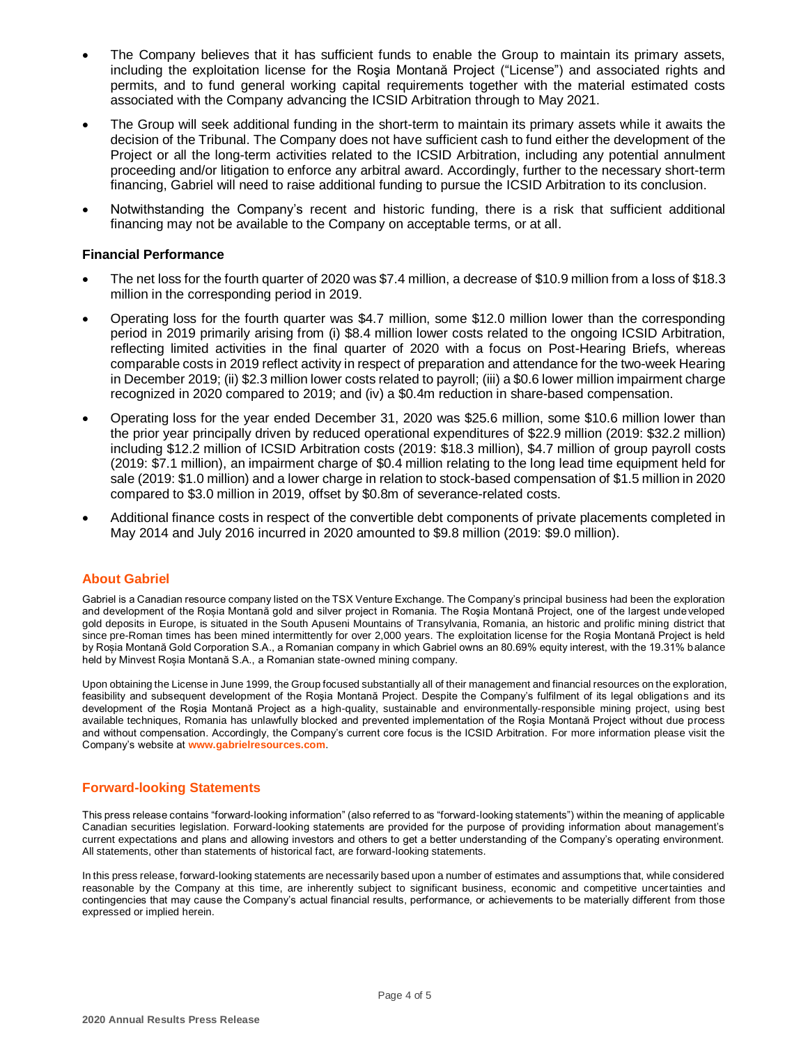- The Company believes that it has sufficient funds to enable the Group to maintain its primary assets, including the exploitation license for the Roşia Montană Project ("License") and associated rights and permits, and to fund general working capital requirements together with the material estimated costs associated with the Company advancing the ICSID Arbitration through to May 2021.
- The Group will seek additional funding in the short-term to maintain its primary assets while it awaits the decision of the Tribunal. The Company does not have sufficient cash to fund either the development of the Project or all the long-term activities related to the ICSID Arbitration, including any potential annulment proceeding and/or litigation to enforce any arbitral award. Accordingly, further to the necessary short-term financing, Gabriel will need to raise additional funding to pursue the ICSID Arbitration to its conclusion.
- Notwithstanding the Company's recent and historic funding, there is a risk that sufficient additional financing may not be available to the Company on acceptable terms, or at all.

**Financial Performance**

- The net loss for the fourth quarter of 2020 was $7.4 million, a decrease of $10.9 million from a loss of $18.3 million in the corresponding period in 2019.
- Operating loss for the fourth quarter was $4.7 million, some $12.0 million lower than the corresponding period in 2019 primarily arising from (i) $8.4 million lower costs related to the ongoing ICSID Arbitration, reflecting limited activities in the final quarter of 2020 with a focus on Post-Hearing Briefs, whereas comparable costs in 2019 reflect activity in respect of preparation and attendance for the two-week Hearing in December 2019; (ii) $2.3 million lower costs related to payroll; (iii) a $0.6 lower million impairment charge recognized in 2020 compared to 2019; and (iv) a $0.4m reduction in share-based compensation.
- Operating loss for the year ended December 31, 2020 was $25.6 million, some $10.6 million lower than the prior year principally driven by reduced operational expenditures of $22.9 million (2019: $32.2 million) including $12.2 million of ICSID Arbitration costs (2019: $18.3 million), $4.7 million of group payroll costs (2019: $7.1 million), an impairment charge of $0.4 million relating to the long lead time equipment held for sale (2019: $1.0 million) and a lower charge in relation to stock-based compensation of $1.5 million in 2020 compared to $3.0 million in 2019, offset by $0.8m of severance-related costs.
- Additional finance costs in respect of the convertible debt components of private placements completed in May 2014 and July 2016 incurred in 2020 amounted to $9.8 million (2019: $9.0 million).

## About Gabriel

Gabriel is a Canadian resource company listed on the TSX Venture Exchange. The Company's principal business had been the exploration and development of the Roșia Montană gold and silver project in Romania. The Roşia Montană Project, one of the largest undeveloped gold deposits in Europe, is situated in the South Apuseni Mountains of Transylvania, Romania, an historic and prolific mining district that since pre-Roman times has been mined intermittently for over 2,000 years. The exploitation license for the Roşia Montană Project is held by Roșia Montană Gold Corporation S.A., a Romanian company in which Gabriel owns an 80.69% equity interest, with the 19.31% balance held by Minvest Roșia Montană S.A., a Romanian state-owned mining company.

Upon obtaining the License in June 1999, the Group focused substantially all of their management and financial resources on the exploration, feasibility and subsequent development of the Roşia Montană Project. Despite the Company's fulfilment of its legal obligations and its development of the Roşia Montană Project as a high-quality, sustainable and environmentally-responsible mining project, using best available techniques, Romania has unlawfully blocked and prevented implementation of the Roşia Montană Project without due process and without compensation. Accordingly, the Company's current core focus is the ICSID Arbitration. For more information please visit the Company's website at **www.gabrielresources.com**.

## Forward-looking Statements

This press release contains "forward-looking information" (also referred to as "forward-looking statements") within the meaning of applicable Canadian securities legislation. Forward-looking statements are provided for the purpose of providing information about management's current expectations and plans and allowing investors and others to get a better understanding of the Company's operating environment. All statements, other than statements of historical fact, are forward-looking statements.

In this press release, forward-looking statements are necessarily based upon a number of estimates and assumptions that, while considered reasonable by the Company at this time, are inherently subject to significant business, economic and competitive uncertainties and contingencies that may cause the Company's actual financial results, performance, or achievements to be materially different from those expressed or implied herein.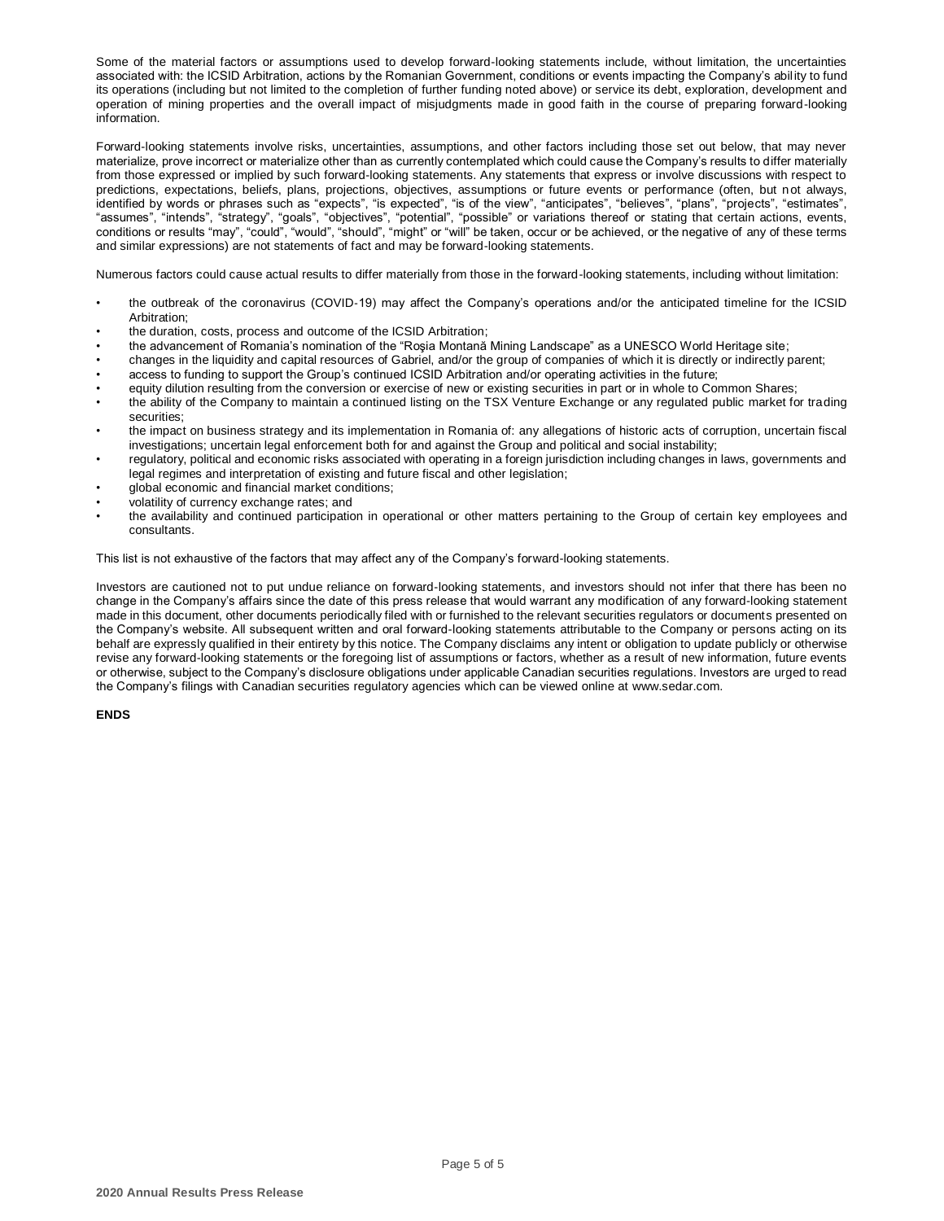Some of the material factors or assumptions used to develop forward-looking statements include, without limitation, the uncertainties associated with: the ICSID Arbitration, actions by the Romanian Government, conditions or events impacting the Company's ability to fund its operations (including but not limited to the completion of further funding noted above) or service its debt, exploration, development and operation of mining properties and the overall impact of misjudgments made in good faith in the course of preparing forward-looking information.

Forward-looking statements involve risks, uncertainties, assumptions, and other factors including those set out below, that may never materialize, prove incorrect or materialize other than as currently contemplated which could cause the Company's results to differ materially from those expressed or implied by such forward-looking statements. Any statements that express or involve discussions with respect to predictions, expectations, beliefs, plans, projections, objectives, assumptions or future events or performance (often, but not always, identified by words or phrases such as "expects", "is expected", "is of the view", "anticipates", "believes", "plans", "projects", "estimates", "assumes", "intends", "strategy", "goals", "objectives", "potential", "possible" or variations thereof or stating that certain actions, events, conditions or results "may", "could", "would", "should", "might" or "will" be taken, occur or be achieved, or the negative of any of these terms and similar expressions) are not statements of fact and may be forward-looking statements.

Numerous factors could cause actual results to differ materially from those in the forward-looking statements, including without limitation:

- the outbreak of the coronavirus (COVID-19) may affect the Company's operations and/or the anticipated timeline for the ICSID Arbitration;
- the duration, costs, process and outcome of the ICSID Arbitration;
- the advancement of Romania's nomination of the "Roşia Montană Mining Landscape" as a UNESCO World Heritage site;
- changes in the liquidity and capital resources of Gabriel, and/or the group of companies of which it is directly or indirectly parent;
- access to funding to support the Group's continued ICSID Arbitration and/or operating activities in the future;
- equity dilution resulting from the conversion or exercise of new or existing securities in part or in whole to Common Shares;
- the ability of the Company to maintain a continued listing on the TSX Venture Exchange or any regulated public market for trading securities;
- the impact on business strategy and its implementation in Romania of: any allegations of historic acts of corruption, uncertain fiscal investigations; uncertain legal enforcement both for and against the Group and political and social instability;
- regulatory, political and economic risks associated with operating in a foreign jurisdiction including changes in laws, governments and legal regimes and interpretation of existing and future fiscal and other legislation;
- global economic and financial market conditions;
- volatility of currency exchange rates; and
- the availability and continued participation in operational or other matters pertaining to the Group of certain key employees and consultants.

This list is not exhaustive of the factors that may affect any of the Company's forward-looking statements.

Investors are cautioned not to put undue reliance on forward-looking statements, and investors should not infer that there has been no change in the Company's affairs since the date of this press release that would warrant any modification of any forward-looking statement made in this document, other documents periodically filed with or furnished to the relevant securities regulators or documents presented on the Company's website. All subsequent written and oral forward-looking statements attributable to the Company or persons acting on its behalf are expressly qualified in their entirety by this notice. The Company disclaims any intent or obligation to update publicly or otherwise revise any forward-looking statements or the foregoing list of assumptions or factors, whether as a result of new information, future events or otherwise, subject to the Company's disclosure obligations under applicable Canadian securities regulations. Investors are urged to read the Company's filings with Canadian securities regulatory agencies which can be viewed online at www.sedar.com.

**ENDS**